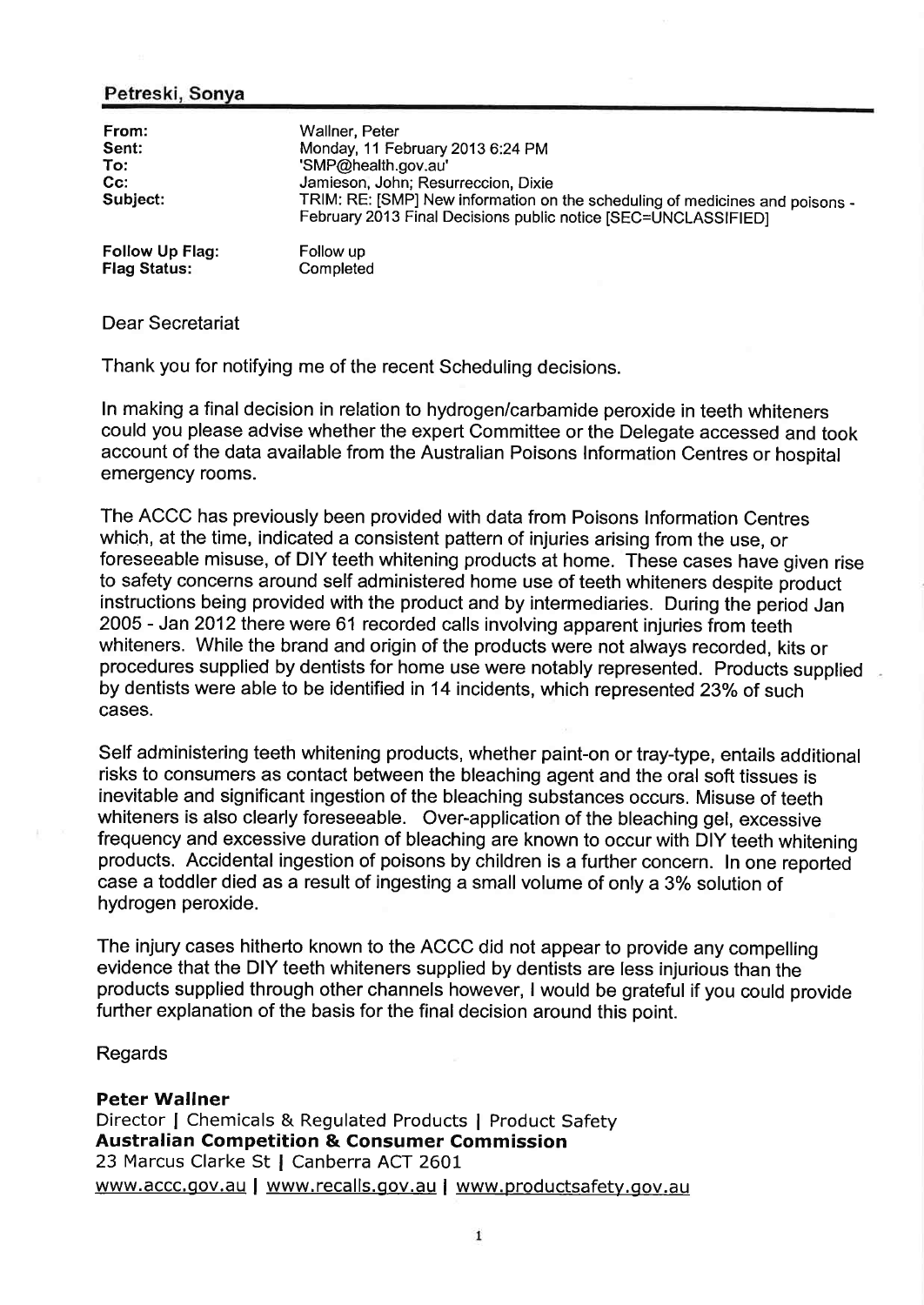**Petreski, Sonya**

| | |
|---|---|
| **From:** | Wallner, Peter |
| **Sent:** | Monday, 11 February 2013 6:24 PM |
| **To:** | 'SMP@health.gov.au' |
| **Cc:** | Jamieson, John; Resurreccion, Dixie |
| **Subject:** | TRIM: RE: [SMP] New information on the scheduling of medicines and poisons - February 2013 Final Decisions public notice [SEC=UNCLASSIFIED] |
| **Follow Up Flag:** | Follow up |
| **Flag Status:** | Completed |

Dear Secretariat

Thank you for notifying me of the recent Scheduling decisions.

In making a final decision in relation to hydrogen/carbamide peroxide in teeth whiteners could you please advise whether the expert Committee or the Delegate accessed and took account of the data available from the Australian Poisons Information Centres or hospital emergency rooms.

The ACCC has previously been provided with data from Poisons Information Centres which, at the time, indicated a consistent pattern of injuries arising from the use, or foreseeable misuse, of DIY teeth whitening products at home. These cases have given rise to safety concerns around self administered home use of teeth whiteners despite product instructions being provided with the product and by intermediaries. During the period Jan 2005 - Jan 2012 there were 61 recorded calls involving apparent injuries from teeth whiteners. While the brand and origin of the products were not always recorded, kits or procedures supplied by dentists for home use were notably represented. Products supplied by dentists were able to be identified in 14 incidents, which represented 23% of such cases.

Self administering teeth whitening products, whether paint-on or tray-type, entails additional risks to consumers as contact between the bleaching agent and the oral soft tissues is inevitable and significant ingestion of the bleaching substances occurs. Misuse of teeth whiteners is also clearly foreseeable. Over-application of the bleaching gel, excessive frequency and excessive duration of bleaching are known to occur with DIY teeth whitening products. Accidental ingestion of poisons by children is a further concern. In one reported case a toddler died as a result of ingesting a small volume of only a 3% solution of hydrogen peroxide.

The injury cases hitherto known to the ACCC did not appear to provide any compelling evidence that the DIY teeth whiteners supplied by dentists are less injurious than the products supplied through other channels however, I would be grateful if you could provide further explanation of the basis for the final decision around this point.

Regards

**Peter Wallner**
Director | Chemicals & Regulated Products | Product Safety
**Australian Competition & Consumer Commission**
23 Marcus Clarke St | Canberra ACT 2601
www.accc.gov.au | www.recalls.gov.au | www.productsafety.gov.au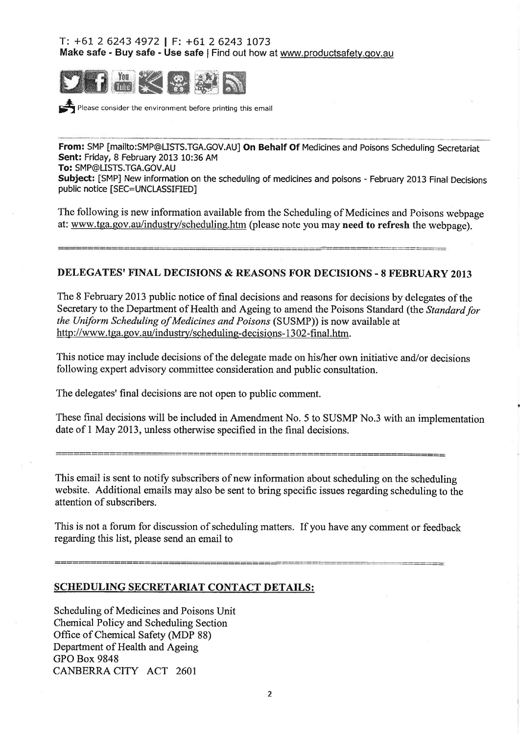T: +61 2 6243 4972 | F: +61 2 6243 1073
**Make safe - Buy safe - Use safe** | Find out how at www.productsafety.gov.au

Please consider the environment before printing this email

---

**From:** SMP [mailto:SMP@LISTS.TGA.GOV.AU] **On Behalf Of** Medicines and Poisons Scheduling Secretariat
**Sent:** Friday, 8 February 2013 10:36 AM
**To:** SMP@LISTS.TGA.GOV.AU
**Subject:** [SMP] New information on the scheduling of medicines and poisons - February 2013 Final Decisions public notice [SEC=UNCLASSIFIED]

The following is new information available from the Scheduling of Medicines and Poisons webpage at: www.tga.gov.au/industry/scheduling.htm (please note you may **need to refresh** the webpage).

---

## DELEGATES' FINAL DECISIONS & REASONS FOR DECISIONS - 8 FEBRUARY 2013

The 8 February 2013 public notice of final decisions and reasons for decisions by delegates of the Secretary to the Department of Health and Ageing to amend the Poisons Standard (the *Standard for the Uniform Scheduling of Medicines and Poisons* (SUSMP)) is now available at http://www.tga.gov.au/industry/scheduling-decisions-1302-final.htm.

This notice may include decisions of the delegate made on his/her own initiative and/or decisions following expert advisory committee consideration and public consultation.

The delegates' final decisions are not open to public comment.

These final decisions will be included in Amendment No. 5 to SUSMP No.3 with an implementation date of 1 May 2013, unless otherwise specified in the final decisions.

---

This email is sent to notify subscribers of new information about scheduling on the scheduling website. Additional emails may also be sent to bring specific issues regarding scheduling to the attention of subscribers.

This is not a forum for discussion of scheduling matters. If you have any comment or feedback regarding this list, please send an email to

---

## SCHEDULING SECRETARIAT CONTACT DETAILS:

Scheduling of Medicines and Poisons Unit
Chemical Policy and Scheduling Section
Office of Chemical Safety (MDP 88)
Department of Health and Ageing
GPO Box 9848
CANBERRA CITY ACT 2601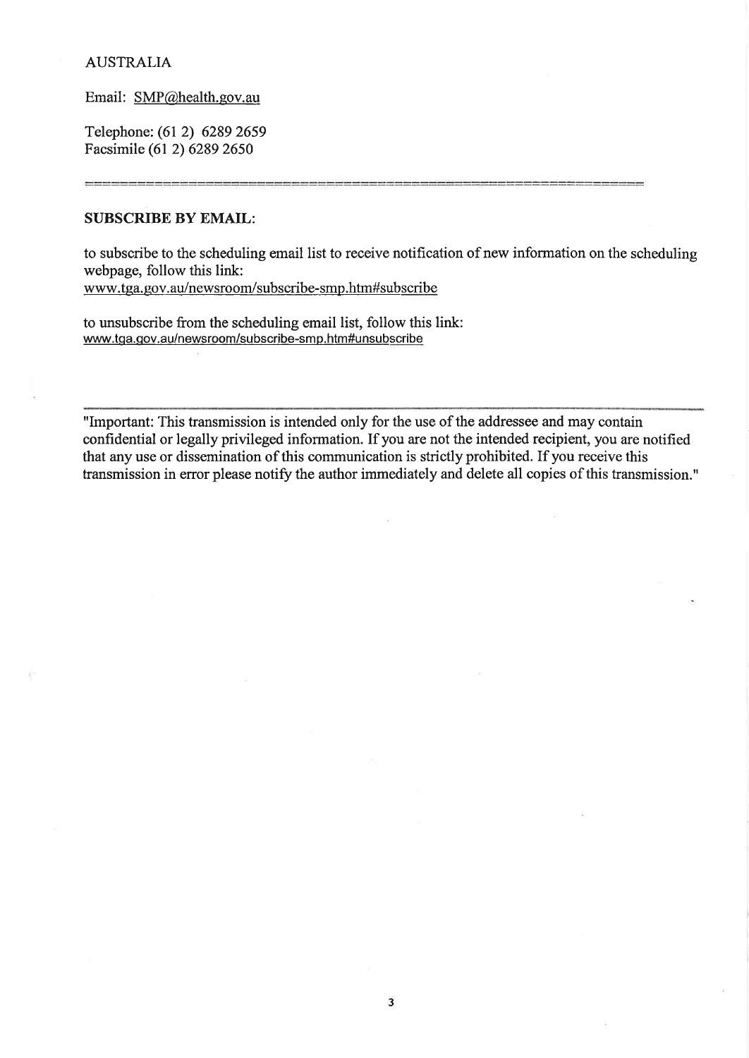AUSTRALIA

Email: SMP@health.gov.au

Telephone: (61 2) 6289 2659
Facsimile (61 2) 6289 2650

================================================================

**SUBSCRIBE BY EMAIL:**

to subscribe to the scheduling email list to receive notification of new information on the scheduling webpage, follow this link:
www.tga.gov.au/newsroom/subscribe-smp.htm#subscribe

to unsubscribe from the scheduling email list, follow this link:
www.tga.gov.au/newsroom/subscribe-smp.htm#unsubscribe

---

"Important: This transmission is intended only for the use of the addressee and may contain confidential or legally privileged information. If you are not the intended recipient, you are notified that any use or dissemination of this communication is strictly prohibited. If you receive this transmission in error please notify the author immediately and delete all copies of this transmission."